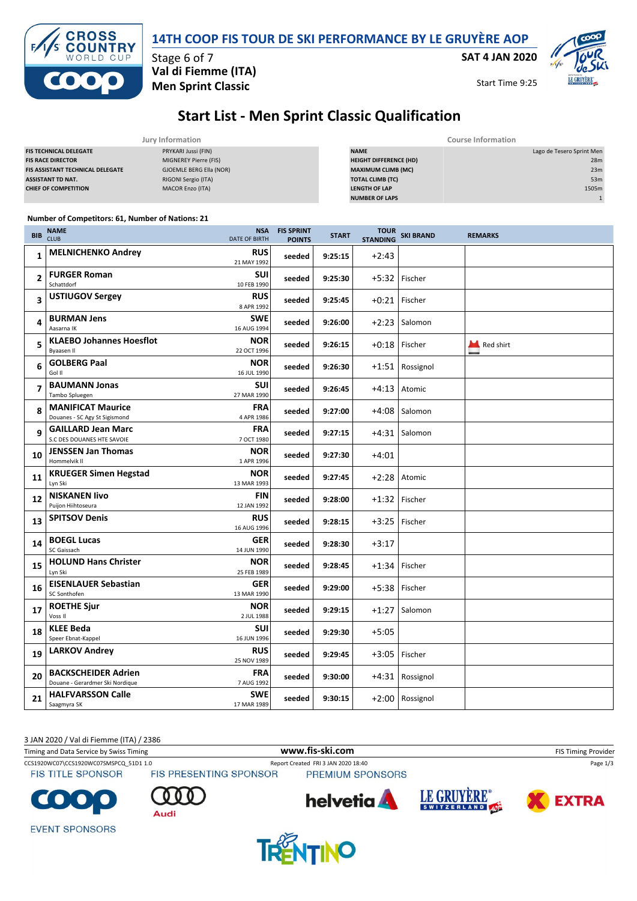# 14TH COOP FIS TOUR DE SKI PERFORMANCE BY LE GRUYÈRE AOP

Stage 6 of 7
**Val di Fiemme (ITA)**
**Men Sprint Classic**

**SAT 4 JAN 2020**

Start Time 9:25

## Start List - Men Sprint Classic Qualification

| Jury Information | |
|---|---|
| FIS TECHNICAL DELEGATE | PRYKARI Jussi (FIN) |
| FIS RACE DIRECTOR | MIGNEREY Pierre (FIS) |
| FIS ASSISTANT TECHNICAL DELEGATE | GJOEMLE BERG Ella (NOR) |
| ASSISTANT TD NAT. | RIGONI Sergio (ITA) |
| CHIEF OF COMPETITION | MACOR Enzo (ITA) |

| Course Information | |
|---|---|
| NAME | Lago de Tesero Sprint Men |
| HEIGHT DIFFERENCE (HD) | 28m |
| MAXIMUM CLIMB (MC) | 23m |
| TOTAL CLIMB (TC) | 53m |
| LENGTH OF LAP | 1505m |
| NUMBER OF LAPS | 1 |

**Number of Competitors: 61, Number of Nations: 21**

| BIB | NAME / CLUB | NSA / DATE OF BIRTH | FIS SPRINT POINTS | START | TOUR STANDING | SKI BRAND | REMARKS |
|---|---|---|---|---|---|---|---|
| 1 | **MELNICHENKO Andrey** | **RUS** 21 MAY 1992 | seeded | 9:25:15 | +2:43 | | |
| 2 | **FURGER Roman** Schattdorf | **SUI** 10 FEB 1990 | seeded | 9:25:30 | +5:32 | Fischer | |
| 3 | **USTIUGOV Sergey** | **RUS** 8 APR 1992 | seeded | 9:25:45 | +0:21 | Fischer | |
| 4 | **BURMAN Jens** Aasarna IK | **SWE** 16 AUG 1994 | seeded | 9:26:00 | +2:23 | Salomon | |
| 5 | **KLAEBO Johannes Hoesflot** Byaasen Il | **NOR** 22 OCT 1996 | seeded | 9:26:15 | +0:18 | Fischer | Red shirt |
| 6 | **GOLBERG Paal** Gol Il | **NOR** 16 JUL 1990 | seeded | 9:26:30 | +1:51 | Rossignol | |
| 7 | **BAUMANN Jonas** Tambo Spluegen | **SUI** 27 MAR 1990 | seeded | 9:26:45 | +4:13 | Atomic | |
| 8 | **MANIFICAT Maurice** Douanes - SC Agy St Sigismond | **FRA** 4 APR 1986 | seeded | 9:27:00 | +4:08 | Salomon | |
| 9 | **GAILLARD Jean Marc** S.C DES DOUANES HTE SAVOIE | **FRA** 7 OCT 1980 | seeded | 9:27:15 | +4:31 | Salomon | |
| 10 | **JENSSEN Jan Thomas** Hommelvik Il | **NOR** 1 APR 1996 | seeded | 9:27:30 | +4:01 | | |
| 11 | **KRUEGER Simen Hegstad** Lyn Ski | **NOR** 13 MAR 1993 | seeded | 9:27:45 | +2:28 | Atomic | |
| 12 | **NISKANEN Iivo** Puijon Hiihtoseura | **FIN** 12 JAN 1992 | seeded | 9:28:00 | +1:32 | Fischer | |
| 13 | **SPITSOV Denis** | **RUS** 16 AUG 1996 | seeded | 9:28:15 | +3:25 | Fischer | |
| 14 | **BOEGL Lucas** SC Gaissach | **GER** 14 JUN 1990 | seeded | 9:28:30 | +3:17 | | |
| 15 | **HOLUND Hans Christer** Lyn Ski | **NOR** 25 FEB 1989 | seeded | 9:28:45 | +1:34 | Fischer | |
| 16 | **EISENLAUER Sebastian** SC Sonthofen | **GER** 13 MAR 1990 | seeded | 9:29:00 | +5:38 | Fischer | |
| 17 | **ROETHE Sjur** Voss Il | **NOR** 2 JUL 1988 | seeded | 9:29:15 | +1:27 | Salomon | |
| 18 | **KLEE Beda** Speer Ebnat-Kappel | **SUI** 16 JUN 1996 | seeded | 9:29:30 | +5:05 | | |
| 19 | **LARKOV Andrey** | **RUS** 25 NOV 1989 | seeded | 9:29:45 | +3:05 | Fischer | |
| 20 | **BACKSCHEIDER Adrien** Douane - Gerardmer Ski Nordique | **FRA** 7 AUG 1992 | seeded | 9:30:00 | +4:31 | Rossignol | |
| 21 | **HALFVARSSON Calle** Saagmyra SK | **SWE** 17 MAR 1989 | seeded | 9:30:15 | +2:00 | Rossignol | |

3 JAN 2020 / Val di Fiemme (ITA) / 2386

Timing and Data Service by Swiss Timing — www.fis-ski.com — FIS Timing Provider

CCS1920WC07\CCS1920WC07SMSPCQ_51D1 1.0 — Report Created FRI 3 JAN 2020 18:40

FIS TITLE SPONSOR: COOP — FIS PRESENTING SPONSOR: Audi — PREMIUM SPONSORS: helvetia, LE GRUYÈRE SWITZERLAND AOP, EXTRA

EVENT SPONSORS: TRENTINO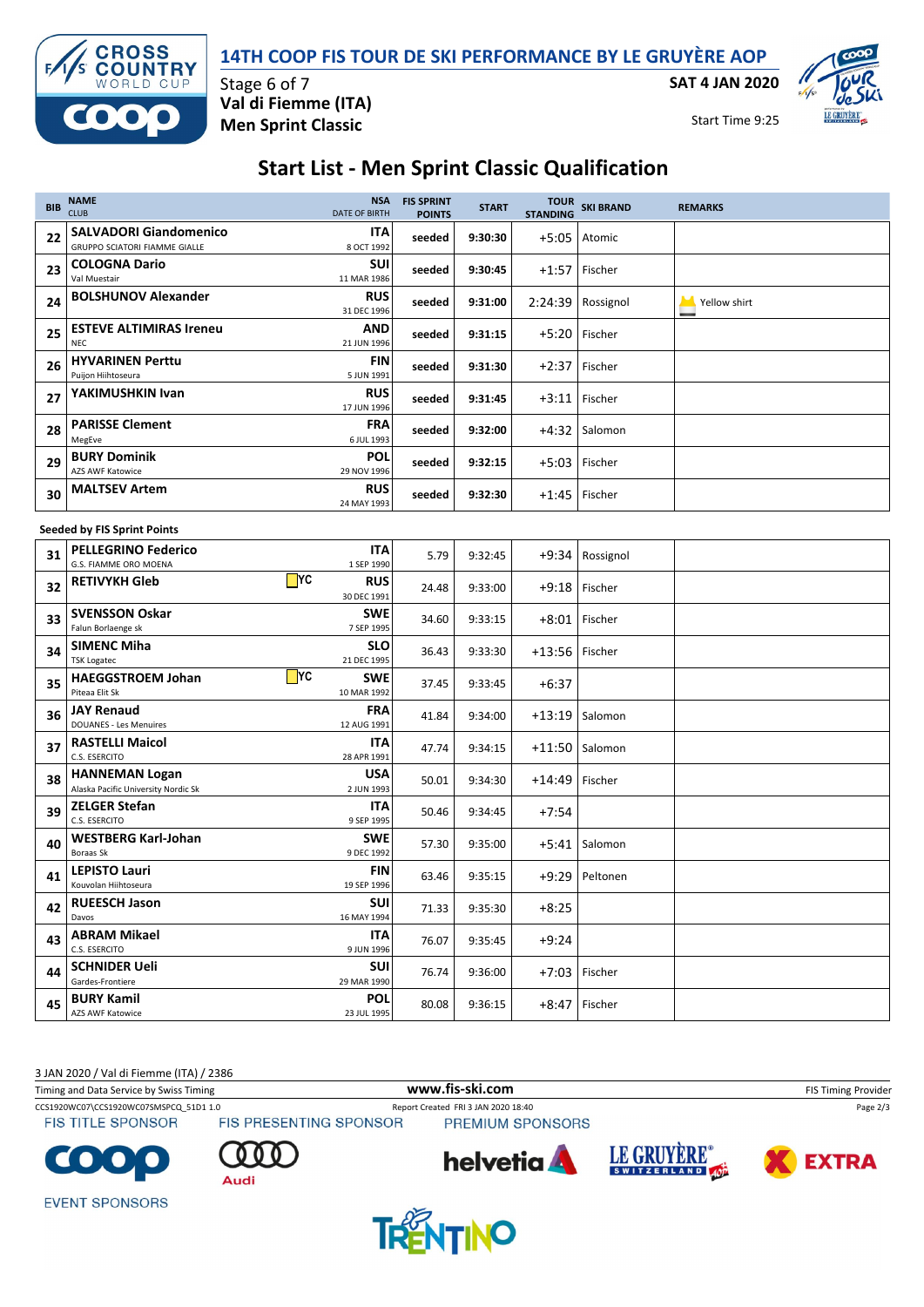# 14TH COOP FIS TOUR DE SKI PERFORMANCE BY LE GRUYÈRE AOP

Stage 6 of 7
**Val di Fiemme (ITA)**
**Men Sprint Classic**

**SAT 4 JAN 2020**

Start Time 9:25

## Start List - Men Sprint Classic Qualification

| BIB | NAME / CLUB | | NSA / DATE OF BIRTH | FIS SPRINT POINTS | START | TOUR STANDING | SKI BRAND | REMARKS |
|---|---|---|---|---|---|---|---|---|
| 22 | **SALVADORI Giandomenico** GRUPPO SCIATORI FIAMME GIALLE | | **ITA** 8 OCT 1992 | seeded | 9:30:30 | +5:05 | Atomic | |
| 23 | **COLOGNA Dario** Val Muestair | | **SUI** 11 MAR 1986 | seeded | 9:30:45 | +1:57 | Fischer | |
| 24 | **BOLSHUNOV Alexander** | | **RUS** 31 DEC 1996 | seeded | 9:31:00 | 2:24:39 | Rossignol | Yellow shirt |
| 25 | **ESTEVE ALTIMIRAS Ireneu** NEC | | **AND** 21 JUN 1996 | seeded | 9:31:15 | +5:20 | Fischer | |
| 26 | **HYVARINEN Perttu** Puijon Hiihtoseura | | **FIN** 5 JUN 1991 | seeded | 9:31:30 | +2:37 | Fischer | |
| 27 | **YAKIMUSHKIN Ivan** | | **RUS** 17 JUN 1996 | seeded | 9:31:45 | +3:11 | Fischer | |
| 28 | **PARISSE Clement** MegEve | | **FRA** 6 JUL 1993 | seeded | 9:32:00 | +4:32 | Salomon | |
| 29 | **BURY Dominik** AZS AWF Katowice | | **POL** 29 NOV 1996 | seeded | 9:32:15 | +5:03 | Fischer | |
| 30 | **MALTSEV Artem** | | **RUS** 24 MAY 1993 | seeded | 9:32:30 | +1:45 | Fischer | |

**Seeded by FIS Sprint Points**

| BIB | NAME / CLUB | | NSA / DATE OF BIRTH | FIS SPRINT POINTS | START | TOUR STANDING | SKI BRAND | REMARKS |
|---|---|---|---|---|---|---|---|---|
| 31 | **PELLEGRINO Federico** G.S. FIAMME ORO MOENA | | **ITA** 1 SEP 1990 | 5.79 | 9:32:45 | +9:34 | Rossignol | |
| 32 | **RETIVYKH Gleb** | YC | **RUS** 30 DEC 1991 | 24.48 | 9:33:00 | +9:18 | Fischer | |
| 33 | **SVENSSON Oskar** Falun Borlaenge sk | | **SWE** 7 SEP 1995 | 34.60 | 9:33:15 | +8:01 | Fischer | |
| 34 | **SIMENC Miha** TSK Logatec | | **SLO** 21 DEC 1995 | 36.43 | 9:33:30 | +13:56 | Fischer | |
| 35 | **HAEGGSTROEM Johan** Piteaa Elit Sk | YC | **SWE** 10 MAR 1992 | 37.45 | 9:33:45 | +6:37 | | |
| 36 | **JAY Renaud** DOUANES - Les Menuires | | **FRA** 12 AUG 1991 | 41.84 | 9:34:00 | +13:19 | Salomon | |
| 37 | **RASTELLI Maicol** C.S. ESERCITO | | **ITA** 28 APR 1991 | 47.74 | 9:34:15 | +11:50 | Salomon | |
| 38 | **HANNEMAN Logan** Alaska Pacific University Nordic Sk | | **USA** 2 JUN 1993 | 50.01 | 9:34:30 | +14:49 | Fischer | |
| 39 | **ZELGER Stefan** C.S. ESERCITO | | **ITA** 9 SEP 1995 | 50.46 | 9:34:45 | +7:54 | | |
| 40 | **WESTBERG Karl-Johan** Boraas Sk | | **SWE** 9 DEC 1992 | 57.30 | 9:35:00 | +5:41 | Salomon | |
| 41 | **LEPISTO Lauri** Kouvolan Hiihtoseura | | **FIN** 19 SEP 1996 | 63.46 | 9:35:15 | +9:29 | Peltonen | |
| 42 | **RUEESCH Jason** Davos | | **SUI** 16 MAY 1994 | 71.33 | 9:35:30 | +8:25 | | |
| 43 | **ABRAM Mikael** C.S. ESERCITO | | **ITA** 9 JUN 1996 | 76.07 | 9:35:45 | +9:24 | | |
| 44 | **SCHNIDER Ueli** Gardes-Frontiere | | **SUI** 29 MAR 1990 | 76.74 | 9:36:00 | +7:03 | Fischer | |
| 45 | **BURY Kamil** AZS AWF Katowice | | **POL** 23 JUL 1995 | 80.08 | 9:36:15 | +8:47 | Fischer | |

3 JAN 2020 / Val di Fiemme (ITA) / 2386

Timing and Data Service by Swiss Timing | www.fis-ski.com | FIS Timing Provider

CCS1920WC07\CCS1920WC07SMSPCQ_51D1 1.0 | Report Created FRI 3 JAN 2020 18:40

FIS TITLE SPONSOR | FIS PRESENTING SPONSOR | PREMIUM SPONSORS

EVENT SPONSORS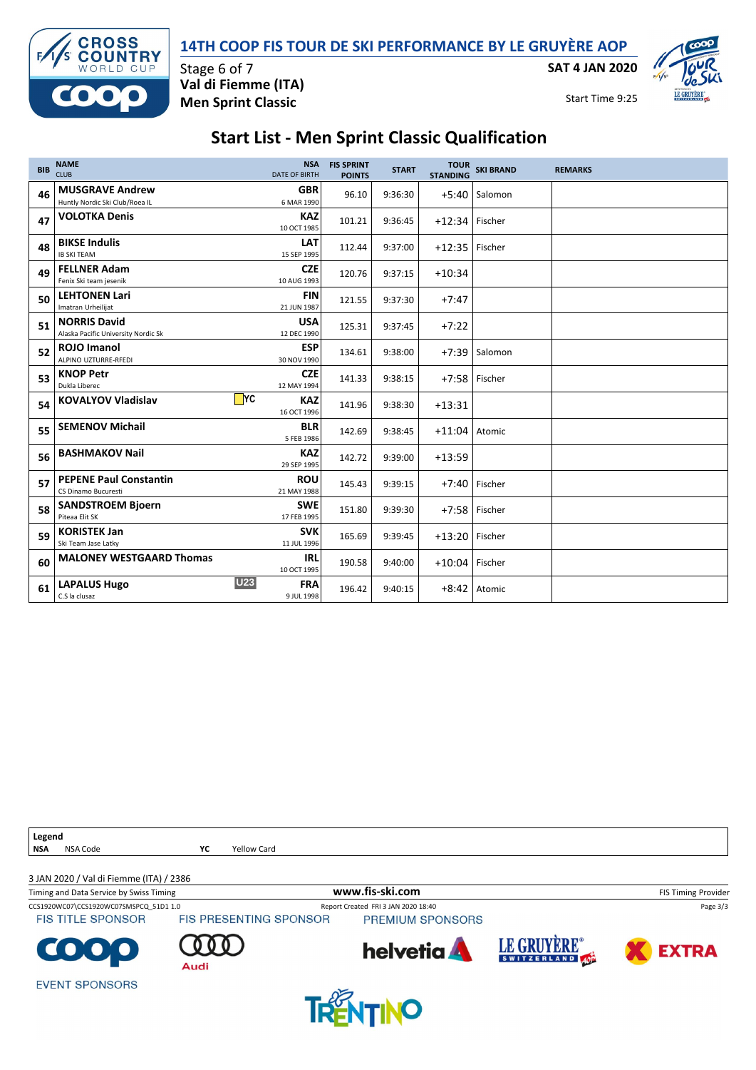# 14TH COOP FIS TOUR DE SKI PERFORMANCE BY LE GRUYÈRE AOP

Stage 6 of 7
**Val di Fiemme (ITA)**
**Men Sprint Classic**

**SAT 4 JAN 2020**
Start Time 9:25

## Start List - Men Sprint Classic Qualification

| BIB | NAME / CLUB | | NSA / DATE OF BIRTH | FIS SPRINT POINTS | START | TOUR STANDING | SKI BRAND | REMARKS |
|---|---|---|---|---|---|---|---|---|
| 46 | **MUSGRAVE Andrew** Huntly Nordic Ski Club/Roea IL | | **GBR** 6 MAR 1990 | 96.10 | 9:36:30 | +5:40 | Salomon | |
| 47 | **VOLOTKA Denis** | | **KAZ** 10 OCT 1985 | 101.21 | 9:36:45 | +12:34 | Fischer | |
| 48 | **BIKSE Indulis** IB SKI TEAM | | **LAT** 15 SEP 1995 | 112.44 | 9:37:00 | +12:35 | Fischer | |
| 49 | **FELLNER Adam** Fenix Ski team jesenik | | **CZE** 10 AUG 1993 | 120.76 | 9:37:15 | +10:34 | | |
| 50 | **LEHTONEN Lari** Imatran Urheilijat | | **FIN** 21 JUN 1987 | 121.55 | 9:37:30 | +7:47 | | |
| 51 | **NORRIS David** Alaska Pacific University Nordic Sk | | **USA** 12 DEC 1990 | 125.31 | 9:37:45 | +7:22 | | |
| 52 | **ROJO Imanol** ALPINO UZTURRE-RFEDI | | **ESP** 30 NOV 1990 | 134.61 | 9:38:00 | +7:39 | Salomon | |
| 53 | **KNOP Petr** Dukla Liberec | | **CZE** 12 MAY 1994 | 141.33 | 9:38:15 | +7:58 | Fischer | |
| 54 | **KOVALYOV Vladislav** | YC | **KAZ** 16 OCT 1996 | 141.96 | 9:38:30 | +13:31 | | |
| 55 | **SEMENOV Michail** | | **BLR** 5 FEB 1986 | 142.69 | 9:38:45 | +11:04 | Atomic | |
| 56 | **BASHMAKOV Nail** | | **KAZ** 29 SEP 1995 | 142.72 | 9:39:00 | +13:59 | | |
| 57 | **PEPENE Paul Constantin** CS Dinamo Bucuresti | | **ROU** 21 MAY 1988 | 145.43 | 9:39:15 | +7:40 | Fischer | |
| 58 | **SANDSTROEM Bjoern** Piteaa Elit SK | | **SWE** 17 FEB 1995 | 151.80 | 9:39:30 | +7:58 | Fischer | |
| 59 | **KORISTEK Jan** Ski Team Jase Latky | | **SVK** 11 JUL 1996 | 165.69 | 9:39:45 | +13:20 | Fischer | |
| 60 | **MALONEY WESTGAARD Thomas** | | **IRL** 10 OCT 1995 | 190.58 | 9:40:00 | +10:04 | Fischer | |
| 61 | **LAPALUS Hugo** C.S la clusaz | U23 | **FRA** 9 JUL 1998 | 196.42 | 9:40:15 | +8:42 | Atomic | |

**Legend**
NSA — NSA Code; YC — Yellow Card

3 JAN 2020 / Val di Fiemme (ITA) / 2386
Timing and Data Service by Swiss Timing — www.fis-ski.com — FIS Timing Provider
CCS1920WC07\CCS1920WC07SMSPCQ_51D1 1.0 — Report Created FRI 3 JAN 2020 18:40

FIS TITLE SPONSOR — FIS PRESENTING SPONSOR — PREMIUM SPONSORS — EVENT SPONSORS